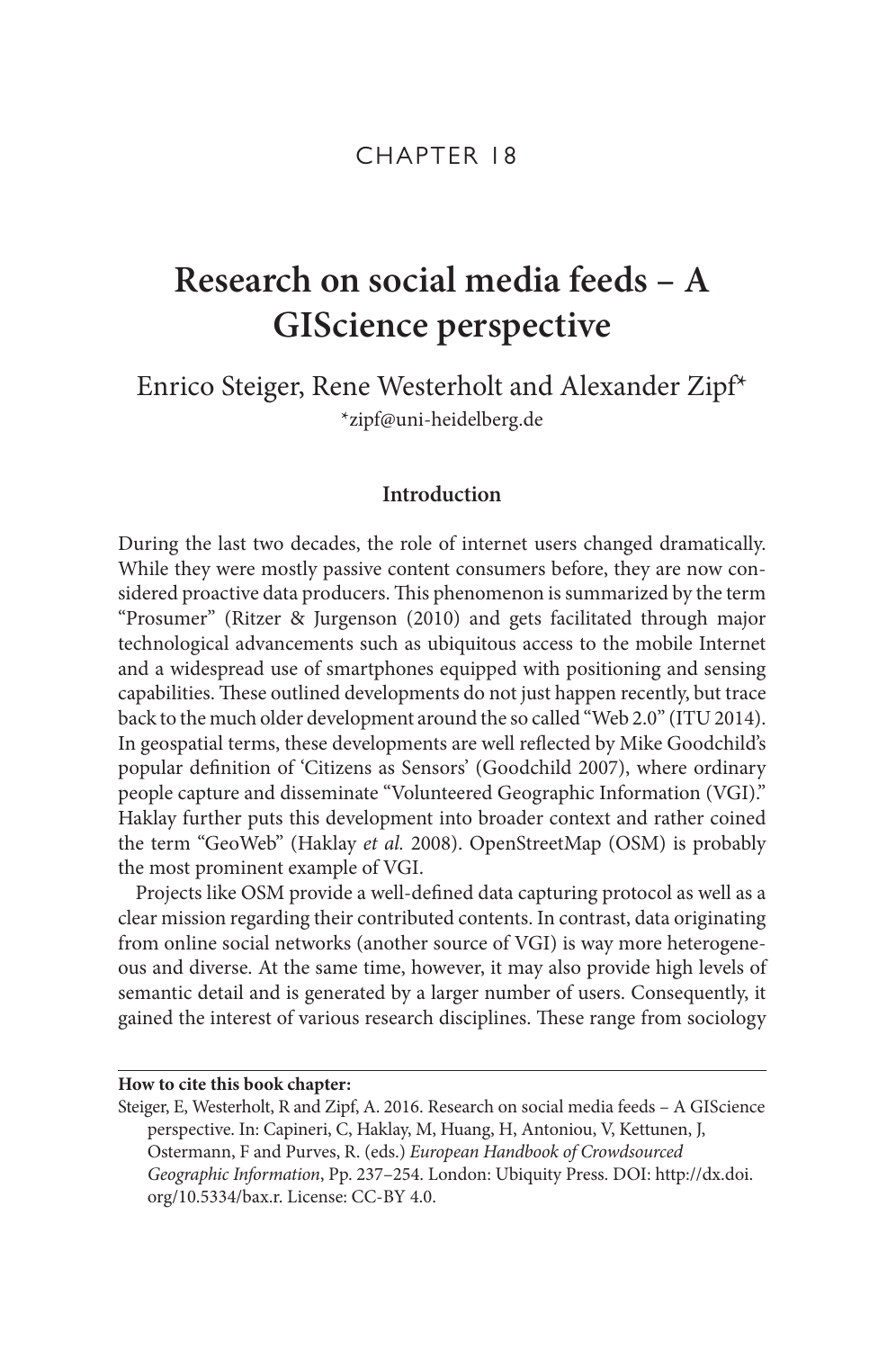CHAPTER 18

# Research on social media feeds – A GIScience perspective

Enrico Steiger, Rene Westerholt and Alexander Zipf*

*zipf@uni-heidelberg.de

## Introduction

During the last two decades, the role of internet users changed dramatically. While they were mostly passive content consumers before, they are now considered proactive data producers. This phenomenon is summarized by the term "Prosumer" (Ritzer & Jurgenson (2010) and gets facilitated through major technological advancements such as ubiquitous access to the mobile Internet and a widespread use of smartphones equipped with positioning and sensing capabilities. These outlined developments do not just happen recently, but trace back to the much older development around the so called "Web 2.0" (ITU 2014). In geospatial terms, these developments are well reflected by Mike Goodchild's popular definition of 'Citizens as Sensors' (Goodchild 2007), where ordinary people capture and disseminate "Volunteered Geographic Information (VGI)." Haklay further puts this development into broader context and rather coined the term "GeoWeb" (Haklay *et al.* 2008). OpenStreetMap (OSM) is probably the most prominent example of VGI.

Projects like OSM provide a well-defined data capturing protocol as well as a clear mission regarding their contributed contents. In contrast, data originating from online social networks (another source of VGI) is way more heterogeneous and diverse. At the same time, however, it may also provide high levels of semantic detail and is generated by a larger number of users. Consequently, it gained the interest of various research disciplines. These range from sociology

**How to cite this book chapter:**

Steiger, E, Westerholt, R and Zipf, A. 2016. Research on social media feeds – A GIScience perspective. In: Capineri, C, Haklay, M, Huang, H, Antoniou, V, Kettunen, J, Ostermann, F and Purves, R. (eds.) *European Handbook of Crowdsourced Geographic Information*, Pp. 237–254. London: Ubiquity Press. DOI: http://dx.doi.org/10.5334/bax.r. License: CC-BY 4.0.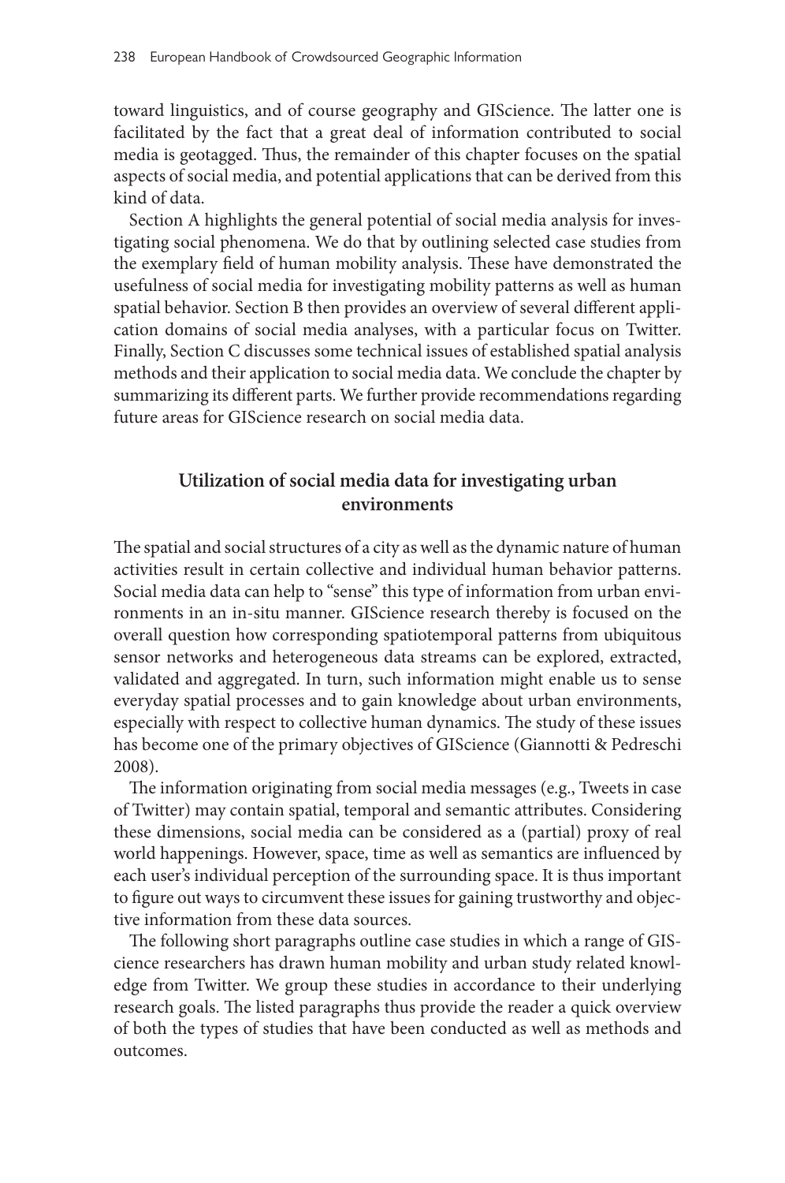toward linguistics, and of course geography and GIScience. The latter one is facilitated by the fact that a great deal of information contributed to social media is geotagged. Thus, the remainder of this chapter focuses on the spatial aspects of social media, and potential applications that can be derived from this kind of data.

Section A highlights the general potential of social media analysis for investigating social phenomena. We do that by outlining selected case studies from the exemplary field of human mobility analysis. These have demonstrated the usefulness of social media for investigating mobility patterns as well as human spatial behavior. Section B then provides an overview of several different application domains of social media analyses, with a particular focus on Twitter. Finally, Section C discusses some technical issues of established spatial analysis methods and their application to social media data. We conclude the chapter by summarizing its different parts. We further provide recommendations regarding future areas for GIScience research on social media data.

## Utilization of social media data for investigating urban environments

The spatial and social structures of a city as well as the dynamic nature of human activities result in certain collective and individual human behavior patterns. Social media data can help to "sense" this type of information from urban environments in an in-situ manner. GIScience research thereby is focused on the overall question how corresponding spatiotemporal patterns from ubiquitous sensor networks and heterogeneous data streams can be explored, extracted, validated and aggregated. In turn, such information might enable us to sense everyday spatial processes and to gain knowledge about urban environments, especially with respect to collective human dynamics. The study of these issues has become one of the primary objectives of GIScience (Giannotti & Pedreschi 2008).

The information originating from social media messages (e.g., Tweets in case of Twitter) may contain spatial, temporal and semantic attributes. Considering these dimensions, social media can be considered as a (partial) proxy of real world happenings. However, space, time as well as semantics are influenced by each user's individual perception of the surrounding space. It is thus important to figure out ways to circumvent these issues for gaining trustworthy and objective information from these data sources.

The following short paragraphs outline case studies in which a range of GIScience researchers has drawn human mobility and urban study related knowledge from Twitter. We group these studies in accordance to their underlying research goals. The listed paragraphs thus provide the reader a quick overview of both the types of studies that have been conducted as well as methods and outcomes.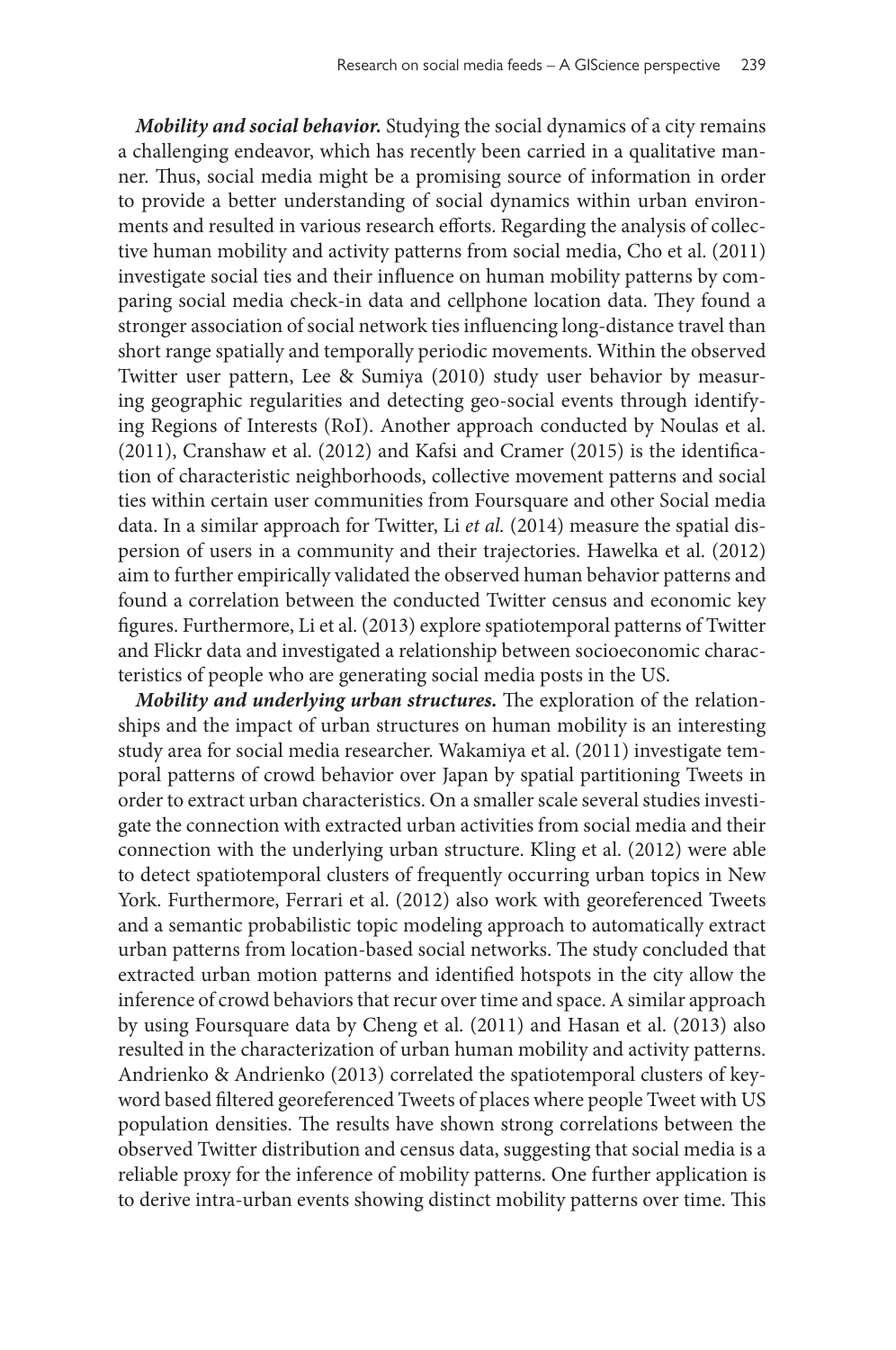***Mobility and social behavior.*** Studying the social dynamics of a city remains a challenging endeavor, which has recently been carried in a qualitative manner. Thus, social media might be a promising source of information in order to provide a better understanding of social dynamics within urban environments and resulted in various research efforts. Regarding the analysis of collective human mobility and activity patterns from social media, Cho et al. (2011) investigate social ties and their influence on human mobility patterns by comparing social media check-in data and cellphone location data. They found a stronger association of social network ties influencing long-distance travel than short range spatially and temporally periodic movements. Within the observed Twitter user pattern, Lee & Sumiya (2010) study user behavior by measuring geographic regularities and detecting geo-social events through identifying Regions of Interests (RoI). Another approach conducted by Noulas et al. (2011), Cranshaw et al. (2012) and Kafsi and Cramer (2015) is the identification of characteristic neighborhoods, collective movement patterns and social ties within certain user communities from Foursquare and other Social media data. In a similar approach for Twitter, Li *et al.* (2014) measure the spatial dispersion of users in a community and their trajectories. Hawelka et al. (2012) aim to further empirically validated the observed human behavior patterns and found a correlation between the conducted Twitter census and economic key figures. Furthermore, Li et al. (2013) explore spatiotemporal patterns of Twitter and Flickr data and investigated a relationship between socioeconomic characteristics of people who are generating social media posts in the US.

***Mobility and underlying urban structures.*** The exploration of the relationships and the impact of urban structures on human mobility is an interesting study area for social media researcher. Wakamiya et al. (2011) investigate temporal patterns of crowd behavior over Japan by spatial partitioning Tweets in order to extract urban characteristics. On a smaller scale several studies investigate the connection with extracted urban activities from social media and their connection with the underlying urban structure. Kling et al. (2012) were able to detect spatiotemporal clusters of frequently occurring urban topics in New York. Furthermore, Ferrari et al. (2012) also work with georeferenced Tweets and a semantic probabilistic topic modeling approach to automatically extract urban patterns from location-based social networks. The study concluded that extracted urban motion patterns and identified hotspots in the city allow the inference of crowd behaviors that recur over time and space. A similar approach by using Foursquare data by Cheng et al. (2011) and Hasan et al. (2013) also resulted in the characterization of urban human mobility and activity patterns. Andrienko & Andrienko (2013) correlated the spatiotemporal clusters of keyword based filtered georeferenced Tweets of places where people Tweet with US population densities. The results have shown strong correlations between the observed Twitter distribution and census data, suggesting that social media is a reliable proxy for the inference of mobility patterns. One further application is to derive intra-urban events showing distinct mobility patterns over time. This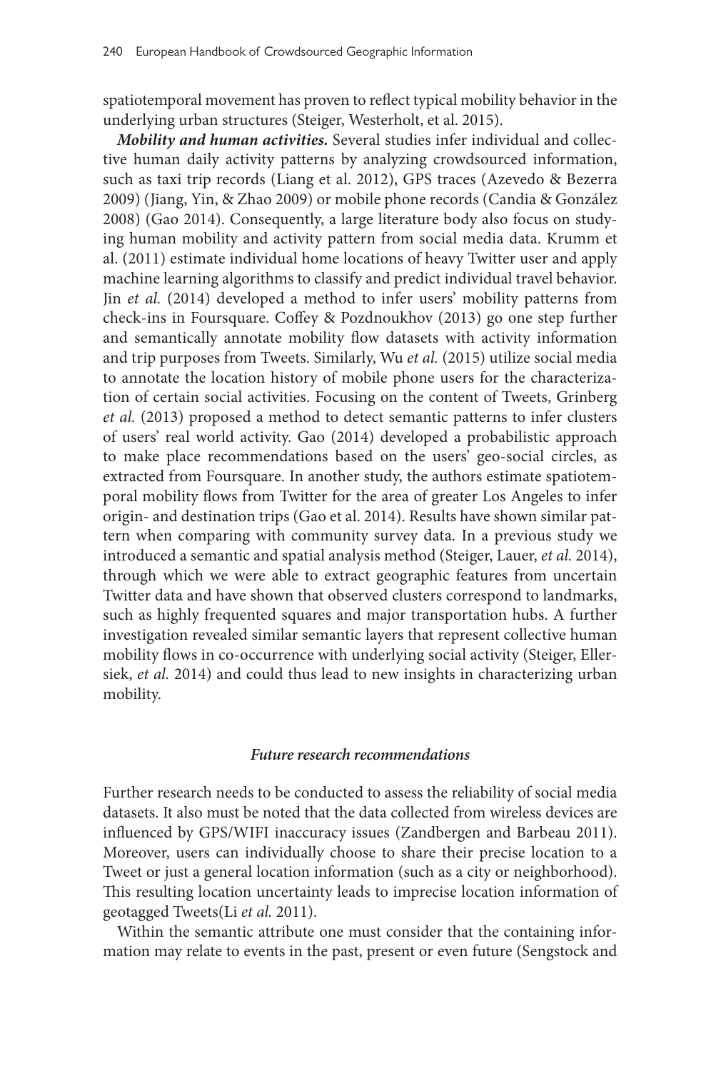spatiotemporal movement has proven to reflect typical mobility behavior in the underlying urban structures (Steiger, Westerholt, et al. 2015).

***Mobility and human activities.*** Several studies infer individual and collective human daily activity patterns by analyzing crowdsourced information, such as taxi trip records (Liang et al. 2012), GPS traces (Azevedo & Bezerra 2009) (Jiang, Yin, & Zhao 2009) or mobile phone records (Candia & González 2008) (Gao 2014). Consequently, a large literature body also focus on studying human mobility and activity pattern from social media data. Krumm et al. (2011) estimate individual home locations of heavy Twitter user and apply machine learning algorithms to classify and predict individual travel behavior. Jin *et al.* (2014) developed a method to infer users' mobility patterns from check-ins in Foursquare. Coffey & Pozdnoukhov (2013) go one step further and semantically annotate mobility flow datasets with activity information and trip purposes from Tweets. Similarly, Wu *et al.* (2015) utilize social media to annotate the location history of mobile phone users for the characterization of certain social activities. Focusing on the content of Tweets, Grinberg *et al.* (2013) proposed a method to detect semantic patterns to infer clusters of users' real world activity. Gao (2014) developed a probabilistic approach to make place recommendations based on the users' geo-social circles, as extracted from Foursquare. In another study, the authors estimate spatiotemporal mobility flows from Twitter for the area of greater Los Angeles to infer origin- and destination trips (Gao et al. 2014). Results have shown similar pattern when comparing with community survey data. In a previous study we introduced a semantic and spatial analysis method (Steiger, Lauer, *et al.* 2014), through which we were able to extract geographic features from uncertain Twitter data and have shown that observed clusters correspond to landmarks, such as highly frequented squares and major transportation hubs. A further investigation revealed similar semantic layers that represent collective human mobility flows in co-occurrence with underlying social activity (Steiger, Ellersiek, *et al.* 2014) and could thus lead to new insights in characterizing urban mobility.

### *Future research recommendations*

Further research needs to be conducted to assess the reliability of social media datasets. It also must be noted that the data collected from wireless devices are influenced by GPS/WIFI inaccuracy issues (Zandbergen and Barbeau 2011). Moreover, users can individually choose to share their precise location to a Tweet or just a general location information (such as a city or neighborhood). This resulting location uncertainty leads to imprecise location information of geotagged Tweets(Li *et al.* 2011).

Within the semantic attribute one must consider that the containing information may relate to events in the past, present or even future (Sengstock and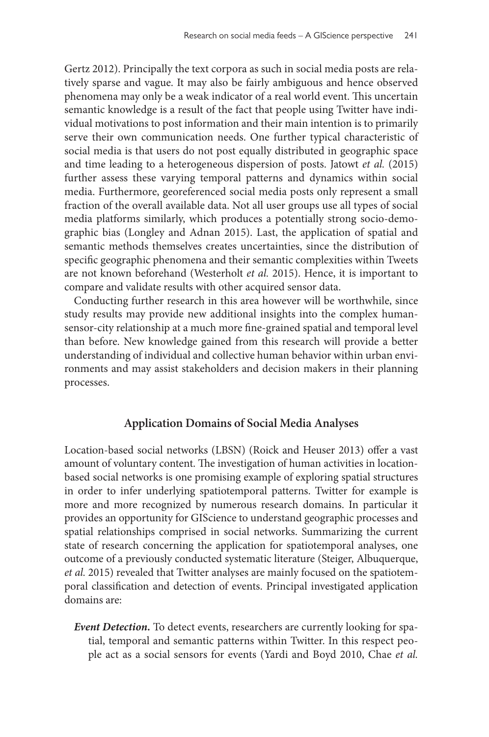Gertz 2012). Principally the text corpora as such in social media posts are relatively sparse and vague. It may also be fairly ambiguous and hence observed phenomena may only be a weak indicator of a real world event. This uncertain semantic knowledge is a result of the fact that people using Twitter have individual motivations to post information and their main intention is to primarily serve their own communication needs. One further typical characteristic of social media is that users do not post equally distributed in geographic space and time leading to a heterogeneous dispersion of posts. Jatowt *et al.* (2015) further assess these varying temporal patterns and dynamics within social media. Furthermore, georeferenced social media posts only represent a small fraction of the overall available data. Not all user groups use all types of social media platforms similarly, which produces a potentially strong socio-demographic bias (Longley and Adnan 2015). Last, the application of spatial and semantic methods themselves creates uncertainties, since the distribution of specific geographic phenomena and their semantic complexities within Tweets are not known beforehand (Westerholt *et al.* 2015). Hence, it is important to compare and validate results with other acquired sensor data.

Conducting further research in this area however will be worthwhile, since study results may provide new additional insights into the complex human-sensor-city relationship at a much more fine-grained spatial and temporal level than before. New knowledge gained from this research will provide a better understanding of individual and collective human behavior within urban environments and may assist stakeholders and decision makers in their planning processes.

## Application Domains of Social Media Analyses

Location-based social networks (LBSN) (Roick and Heuser 2013) offer a vast amount of voluntary content. The investigation of human activities in location-based social networks is one promising example of exploring spatial structures in order to infer underlying spatiotemporal patterns. Twitter for example is more and more recognized by numerous research domains. In particular it provides an opportunity for GIScience to understand geographic processes and spatial relationships comprised in social networks. Summarizing the current state of research concerning the application for spatiotemporal analyses, one outcome of a previously conducted systematic literature (Steiger, Albuquerque, *et al.* 2015) revealed that Twitter analyses are mainly focused on the spatiotemporal classification and detection of events. Principal investigated application domains are:

***Event Detection.*** To detect events, researchers are currently looking for spatial, temporal and semantic patterns within Twitter. In this respect people act as a social sensors for events (Yardi and Boyd 2010, Chae *et al.*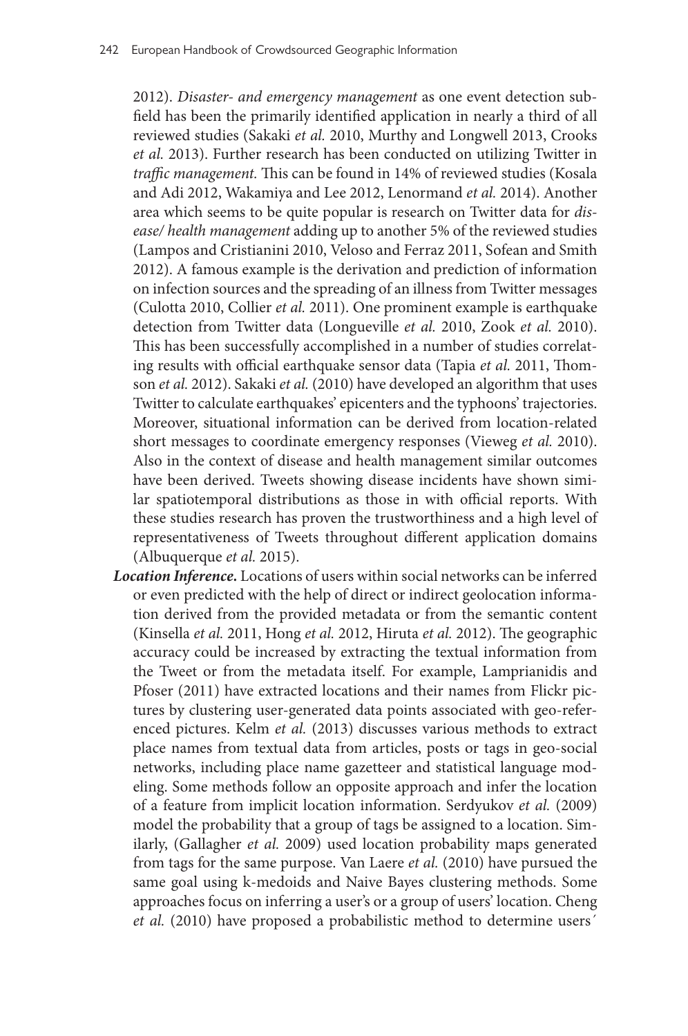2012). *Disaster- and emergency management* as one event detection subfield has been the primarily identified application in nearly a third of all reviewed studies (Sakaki *et al.* 2010, Murthy and Longwell 2013, Crooks *et al.* 2013). Further research has been conducted on utilizing Twitter in *traffic management.* This can be found in 14% of reviewed studies (Kosala and Adi 2012, Wakamiya and Lee 2012, Lenormand *et al.* 2014). Another area which seems to be quite popular is research on Twitter data for *disease/ health management* adding up to another 5% of the reviewed studies (Lampos and Cristianini 2010, Veloso and Ferraz 2011, Sofean and Smith 2012). A famous example is the derivation and prediction of information on infection sources and the spreading of an illness from Twitter messages (Culotta 2010, Collier *et al.* 2011). One prominent example is earthquake detection from Twitter data (Longueville *et al.* 2010, Zook *et al.* 2010). This has been successfully accomplished in a number of studies correlating results with official earthquake sensor data (Tapia *et al.* 2011, Thomson *et al.* 2012). Sakaki *et al.* (2010) have developed an algorithm that uses Twitter to calculate earthquakes' epicenters and the typhoons' trajectories. Moreover, situational information can be derived from location-related short messages to coordinate emergency responses (Vieweg *et al.* 2010). Also in the context of disease and health management similar outcomes have been derived. Tweets showing disease incidents have shown similar spatiotemporal distributions as those in with official reports. With these studies research has proven the trustworthiness and a high level of representativeness of Tweets throughout different application domains (Albuquerque *et al.* 2015).

***Location Inference.*** Locations of users within social networks can be inferred or even predicted with the help of direct or indirect geolocation information derived from the provided metadata or from the semantic content (Kinsella *et al.* 2011, Hong *et al.* 2012, Hiruta *et al.* 2012). The geographic accuracy could be increased by extracting the textual information from the Tweet or from the metadata itself. For example, Lamprianidis and Pfoser (2011) have extracted locations and their names from Flickr pictures by clustering user-generated data points associated with geo-referenced pictures. Kelm *et al.* (2013) discusses various methods to extract place names from textual data from articles, posts or tags in geo-social networks, including place name gazetteer and statistical language modeling. Some methods follow an opposite approach and infer the location of a feature from implicit location information. Serdyukov *et al.* (2009) model the probability that a group of tags be assigned to a location. Similarly, (Gallagher *et al.* 2009) used location probability maps generated from tags for the same purpose. Van Laere *et al.* (2010) have pursued the same goal using k-medoids and Naive Bayes clustering methods. Some approaches focus on inferring a user's or a group of users' location. Cheng *et al.* (2010) have proposed a probabilistic method to determine users´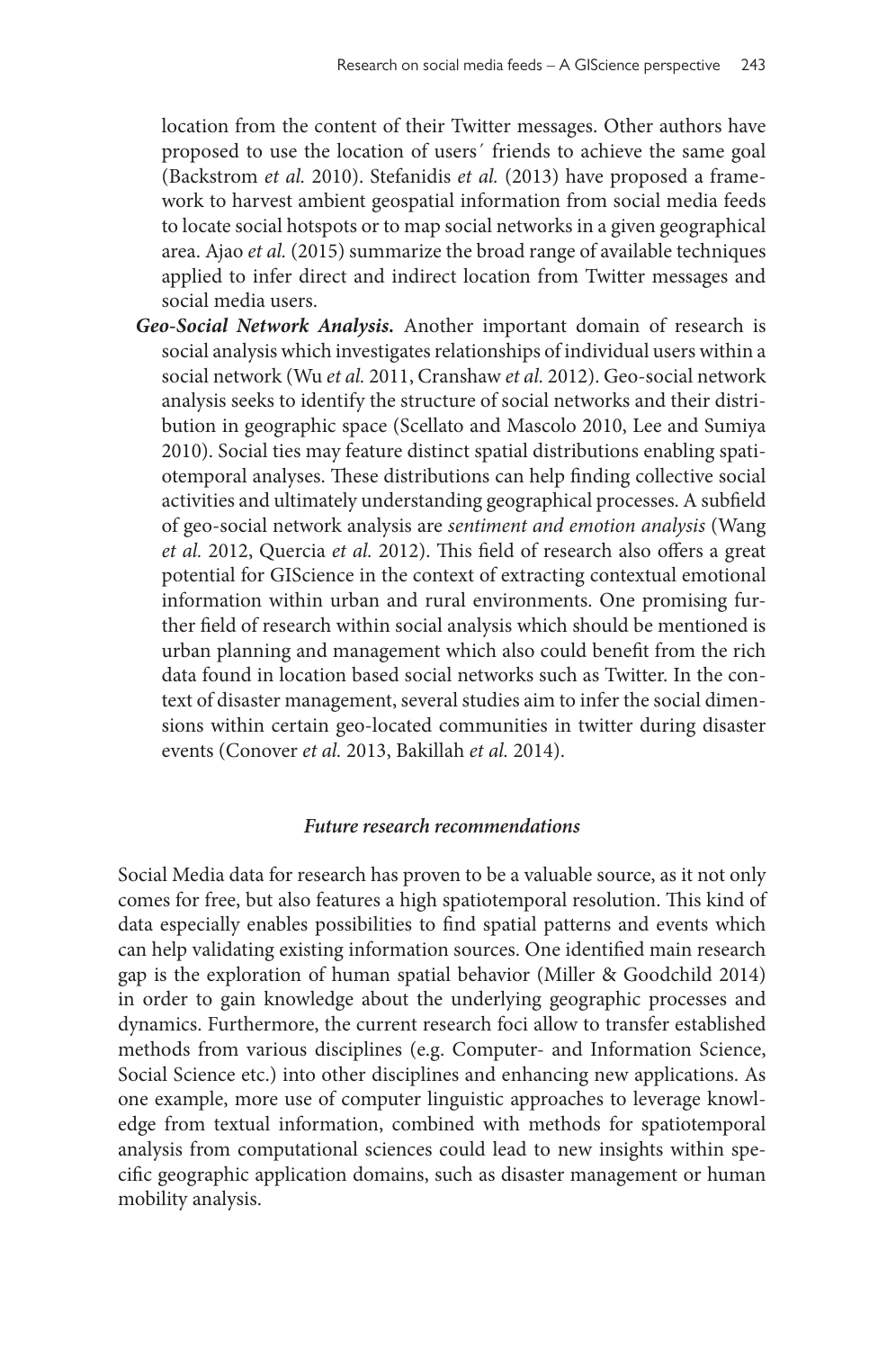location from the content of their Twitter messages. Other authors have proposed to use the location of users´ friends to achieve the same goal (Backstrom *et al.* 2010). Stefanidis *et al.* (2013) have proposed a framework to harvest ambient geospatial information from social media feeds to locate social hotspots or to map social networks in a given geographical area. Ajao *et al.* (2015) summarize the broad range of available techniques applied to infer direct and indirect location from Twitter messages and social media users.

***Geo-Social Network Analysis.*** Another important domain of research is social analysis which investigates relationships of individual users within a social network (Wu *et al.* 2011, Cranshaw *et al.* 2012). Geo-social network analysis seeks to identify the structure of social networks and their distribution in geographic space (Scellato and Mascolo 2010, Lee and Sumiya 2010). Social ties may feature distinct spatial distributions enabling spatiotemporal analyses. These distributions can help finding collective social activities and ultimately understanding geographical processes. A subfield of geo-social network analysis are *sentiment and emotion analysis* (Wang *et al.* 2012, Quercia *et al.* 2012). This field of research also offers a great potential for GIScience in the context of extracting contextual emotional information within urban and rural environments. One promising further field of research within social analysis which should be mentioned is urban planning and management which also could benefit from the rich data found in location based social networks such as Twitter. In the context of disaster management, several studies aim to infer the social dimensions within certain geo-located communities in twitter during disaster events (Conover *et al.* 2013, Bakillah *et al.* 2014).

### *Future research recommendations*

Social Media data for research has proven to be a valuable source, as it not only comes for free, but also features a high spatiotemporal resolution. This kind of data especially enables possibilities to find spatial patterns and events which can help validating existing information sources. One identified main research gap is the exploration of human spatial behavior (Miller & Goodchild 2014) in order to gain knowledge about the underlying geographic processes and dynamics. Furthermore, the current research foci allow to transfer established methods from various disciplines (e.g. Computer- and Information Science, Social Science etc.) into other disciplines and enhancing new applications. As one example, more use of computer linguistic approaches to leverage knowledge from textual information, combined with methods for spatiotemporal analysis from computational sciences could lead to new insights within specific geographic application domains, such as disaster management or human mobility analysis.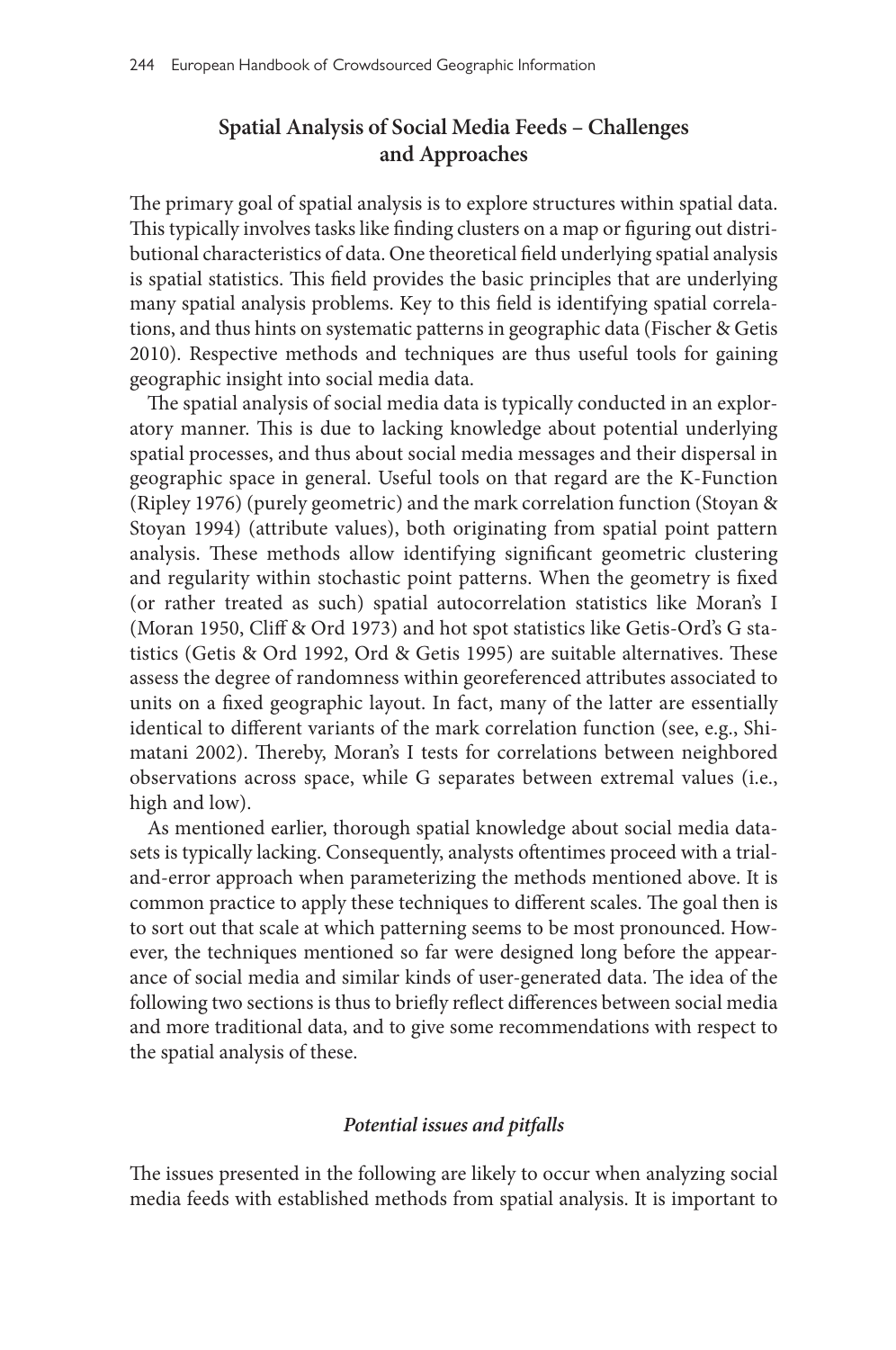## Spatial Analysis of Social Media Feeds – Challenges and Approaches

The primary goal of spatial analysis is to explore structures within spatial data. This typically involves tasks like finding clusters on a map or figuring out distributional characteristics of data. One theoretical field underlying spatial analysis is spatial statistics. This field provides the basic principles that are underlying many spatial analysis problems. Key to this field is identifying spatial correlations, and thus hints on systematic patterns in geographic data (Fischer & Getis 2010). Respective methods and techniques are thus useful tools for gaining geographic insight into social media data.

The spatial analysis of social media data is typically conducted in an exploratory manner. This is due to lacking knowledge about potential underlying spatial processes, and thus about social media messages and their dispersal in geographic space in general. Useful tools on that regard are the K-Function (Ripley 1976) (purely geometric) and the mark correlation function (Stoyan & Stoyan 1994) (attribute values), both originating from spatial point pattern analysis. These methods allow identifying significant geometric clustering and regularity within stochastic point patterns. When the geometry is fixed (or rather treated as such) spatial autocorrelation statistics like Moran's I (Moran 1950, Cliff & Ord 1973) and hot spot statistics like Getis-Ord's G statistics (Getis & Ord 1992, Ord & Getis 1995) are suitable alternatives. These assess the degree of randomness within georeferenced attributes associated to units on a fixed geographic layout. In fact, many of the latter are essentially identical to different variants of the mark correlation function (see, e.g., Shimatani 2002). Thereby, Moran's I tests for correlations between neighbored observations across space, while G separates between extremal values (i.e., high and low).

As mentioned earlier, thorough spatial knowledge about social media datasets is typically lacking. Consequently, analysts oftentimes proceed with a trial-and-error approach when parameterizing the methods mentioned above. It is common practice to apply these techniques to different scales. The goal then is to sort out that scale at which patterning seems to be most pronounced. However, the techniques mentioned so far were designed long before the appearance of social media and similar kinds of user-generated data. The idea of the following two sections is thus to briefly reflect differences between social media and more traditional data, and to give some recommendations with respect to the spatial analysis of these.

### *Potential issues and pitfalls*

The issues presented in the following are likely to occur when analyzing social media feeds with established methods from spatial analysis. It is important to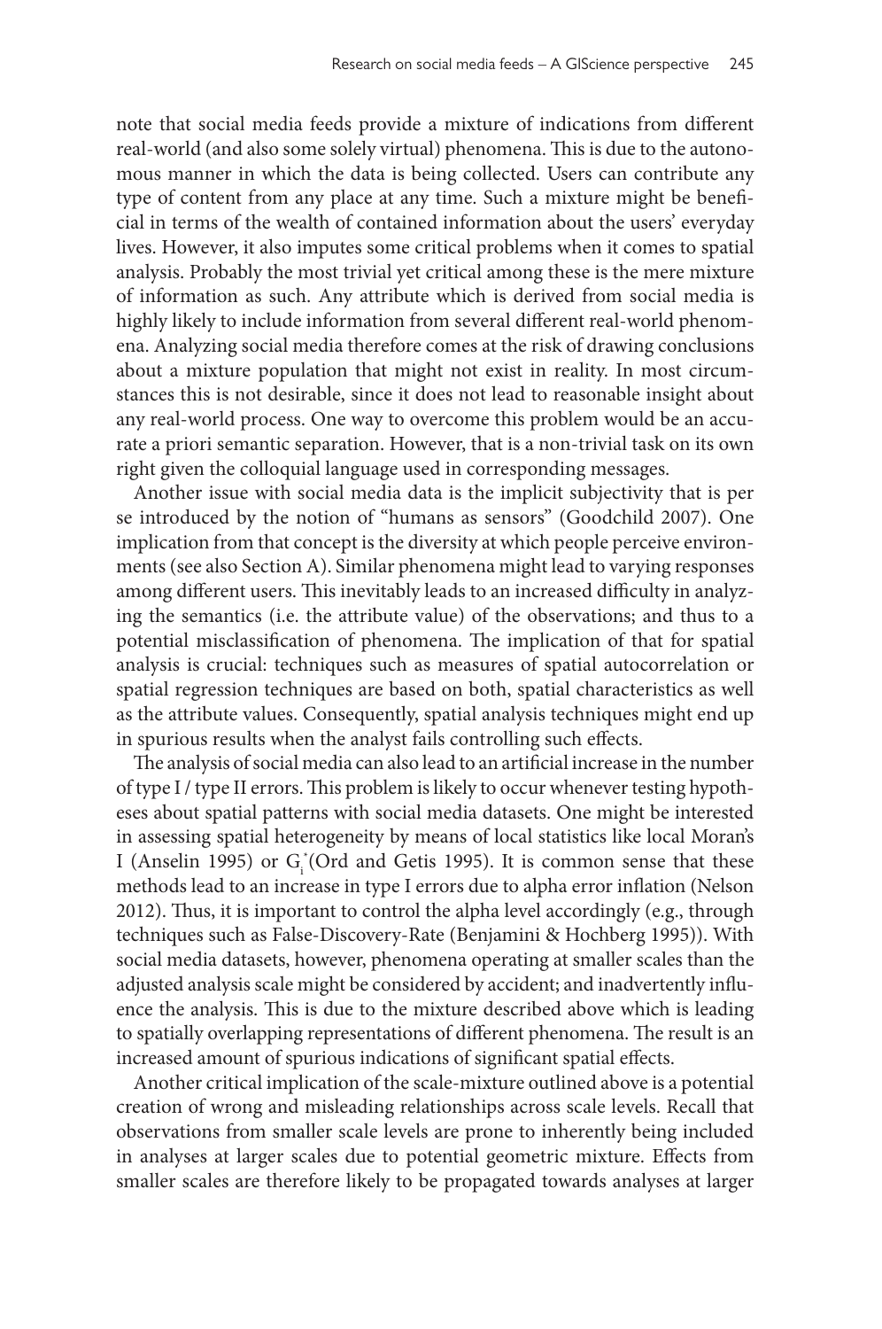note that social media feeds provide a mixture of indications from different real-world (and also some solely virtual) phenomena. This is due to the autonomous manner in which the data is being collected. Users can contribute any type of content from any place at any time. Such a mixture might be beneficial in terms of the wealth of contained information about the users' everyday lives. However, it also imputes some critical problems when it comes to spatial analysis. Probably the most trivial yet critical among these is the mere mixture of information as such. Any attribute which is derived from social media is highly likely to include information from several different real-world phenomena. Analyzing social media therefore comes at the risk of drawing conclusions about a mixture population that might not exist in reality. In most circumstances this is not desirable, since it does not lead to reasonable insight about any real-world process. One way to overcome this problem would be an accurate a priori semantic separation. However, that is a non-trivial task on its own right given the colloquial language used in corresponding messages.

Another issue with social media data is the implicit subjectivity that is per se introduced by the notion of "humans as sensors" (Goodchild 2007). One implication from that concept is the diversity at which people perceive environments (see also Section A). Similar phenomena might lead to varying responses among different users. This inevitably leads to an increased difficulty in analyzing the semantics (i.e. the attribute value) of the observations; and thus to a potential misclassification of phenomena. The implication of that for spatial analysis is crucial: techniques such as measures of spatial autocorrelation or spatial regression techniques are based on both, spatial characteristics as well as the attribute values. Consequently, spatial analysis techniques might end up in spurious results when the analyst fails controlling such effects.

The analysis of social media can also lead to an artificial increase in the number of type I / type II errors. This problem is likely to occur whenever testing hypotheses about spatial patterns with social media datasets. One might be interested in assessing spatial heterogeneity by means of local statistics like local Moran's I (Anselin 1995) or $G_i^*$(Ord and Getis 1995). It is common sense that these methods lead to an increase in type I errors due to alpha error inflation (Nelson 2012). Thus, it is important to control the alpha level accordingly (e.g., through techniques such as False-Discovery-Rate (Benjamini & Hochberg 1995)). With social media datasets, however, phenomena operating at smaller scales than the adjusted analysis scale might be considered by accident; and inadvertently influence the analysis. This is due to the mixture described above which is leading to spatially overlapping representations of different phenomena. The result is an increased amount of spurious indications of significant spatial effects.

Another critical implication of the scale-mixture outlined above is a potential creation of wrong and misleading relationships across scale levels. Recall that observations from smaller scale levels are prone to inherently being included in analyses at larger scales due to potential geometric mixture. Effects from smaller scales are therefore likely to be propagated towards analyses at larger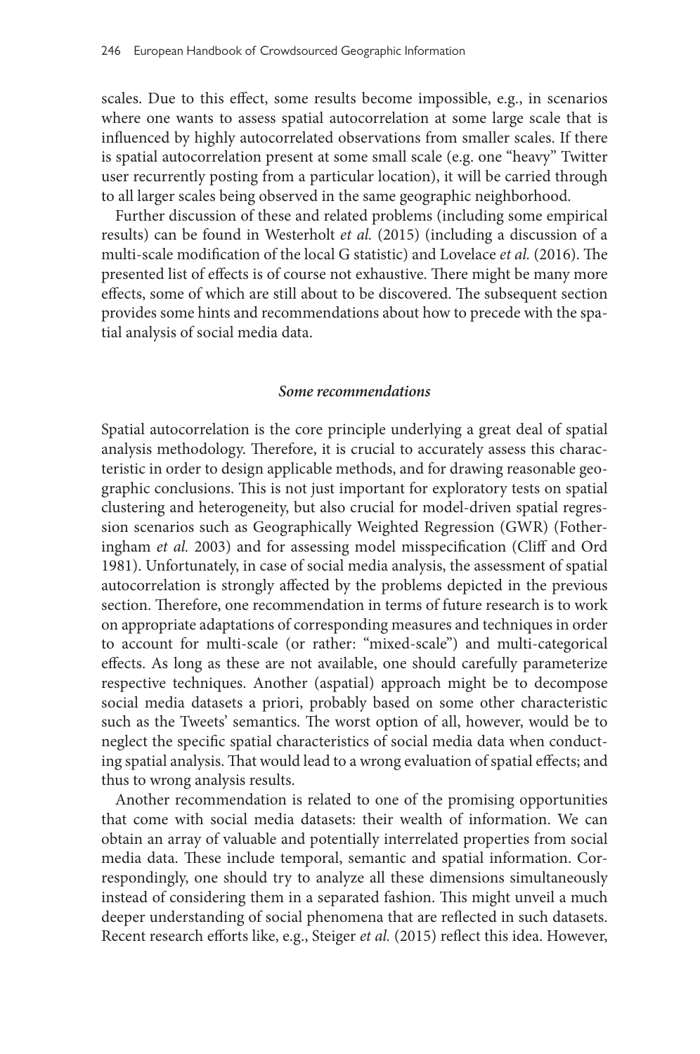scales. Due to this effect, some results become impossible, e.g., in scenarios where one wants to assess spatial autocorrelation at some large scale that is influenced by highly autocorrelated observations from smaller scales. If there is spatial autocorrelation present at some small scale (e.g. one "heavy" Twitter user recurrently posting from a particular location), it will be carried through to all larger scales being observed in the same geographic neighborhood.

Further discussion of these and related problems (including some empirical results) can be found in Westerholt *et al.* (2015) (including a discussion of a multi-scale modification of the local G statistic) and Lovelace *et al.* (2016). The presented list of effects is of course not exhaustive. There might be many more effects, some of which are still about to be discovered. The subsequent section provides some hints and recommendations about how to precede with the spatial analysis of social media data.

### *Some recommendations*

Spatial autocorrelation is the core principle underlying a great deal of spatial analysis methodology. Therefore, it is crucial to accurately assess this characteristic in order to design applicable methods, and for drawing reasonable geographic conclusions. This is not just important for exploratory tests on spatial clustering and heterogeneity, but also crucial for model-driven spatial regression scenarios such as Geographically Weighted Regression (GWR) (Fotheringham *et al.* 2003) and for assessing model misspecification (Cliff and Ord 1981). Unfortunately, in case of social media analysis, the assessment of spatial autocorrelation is strongly affected by the problems depicted in the previous section. Therefore, one recommendation in terms of future research is to work on appropriate adaptations of corresponding measures and techniques in order to account for multi-scale (or rather: "mixed-scale") and multi-categorical effects. As long as these are not available, one should carefully parameterize respective techniques. Another (aspatial) approach might be to decompose social media datasets a priori, probably based on some other characteristic such as the Tweets' semantics. The worst option of all, however, would be to neglect the specific spatial characteristics of social media data when conducting spatial analysis. That would lead to a wrong evaluation of spatial effects; and thus to wrong analysis results.

Another recommendation is related to one of the promising opportunities that come with social media datasets: their wealth of information. We can obtain an array of valuable and potentially interrelated properties from social media data. These include temporal, semantic and spatial information. Correspondingly, one should try to analyze all these dimensions simultaneously instead of considering them in a separated fashion. This might unveil a much deeper understanding of social phenomena that are reflected in such datasets. Recent research efforts like, e.g., Steiger *et al.* (2015) reflect this idea. However,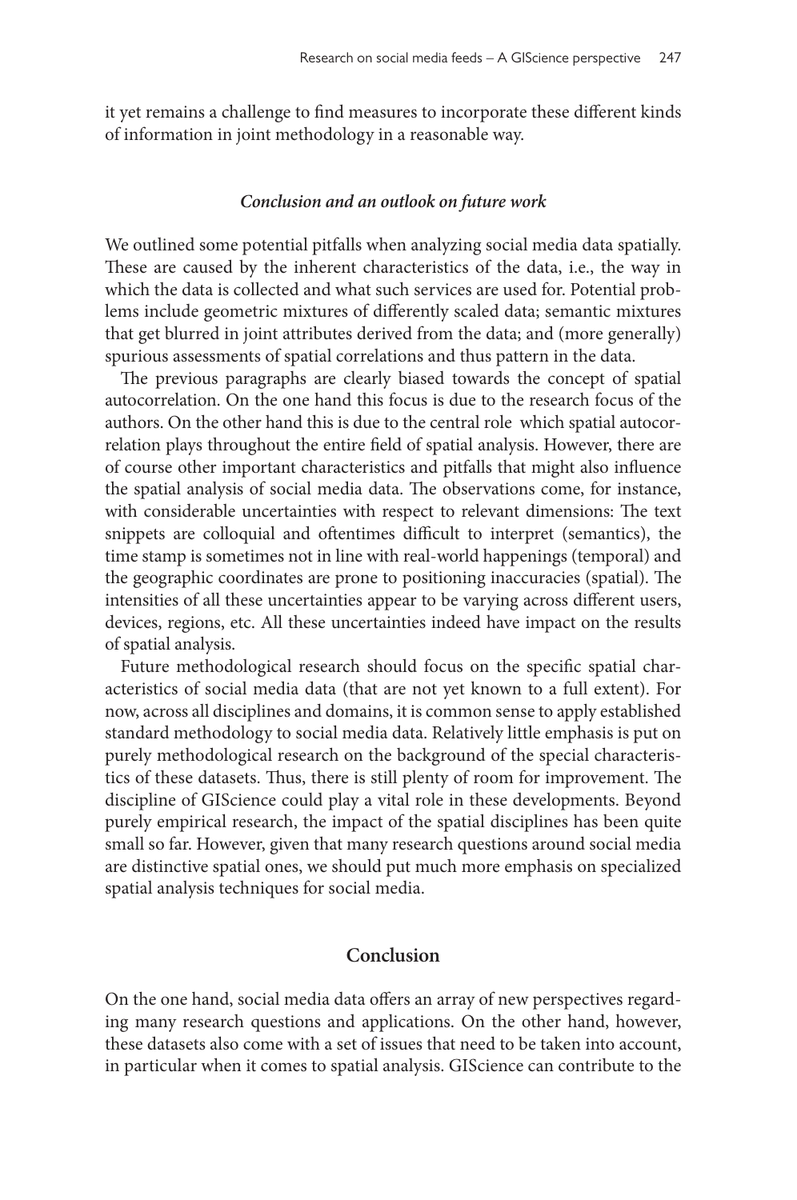it yet remains a challenge to find measures to incorporate these different kinds of information in joint methodology in a reasonable way.

### *Conclusion and an outlook on future work*

We outlined some potential pitfalls when analyzing social media data spatially. These are caused by the inherent characteristics of the data, i.e., the way in which the data is collected and what such services are used for. Potential problems include geometric mixtures of differently scaled data; semantic mixtures that get blurred in joint attributes derived from the data; and (more generally) spurious assessments of spatial correlations and thus pattern in the data.

The previous paragraphs are clearly biased towards the concept of spatial autocorrelation. On the one hand this focus is due to the research focus of the authors. On the other hand this is due to the central role which spatial autocorrelation plays throughout the entire field of spatial analysis. However, there are of course other important characteristics and pitfalls that might also influence the spatial analysis of social media data. The observations come, for instance, with considerable uncertainties with respect to relevant dimensions: The text snippets are colloquial and oftentimes difficult to interpret (semantics), the time stamp is sometimes not in line with real-world happenings (temporal) and the geographic coordinates are prone to positioning inaccuracies (spatial). The intensities of all these uncertainties appear to be varying across different users, devices, regions, etc. All these uncertainties indeed have impact on the results of spatial analysis.

Future methodological research should focus on the specific spatial characteristics of social media data (that are not yet known to a full extent). For now, across all disciplines and domains, it is common sense to apply established standard methodology to social media data. Relatively little emphasis is put on purely methodological research on the background of the special characteristics of these datasets. Thus, there is still plenty of room for improvement. The discipline of GIScience could play a vital role in these developments. Beyond purely empirical research, the impact of the spatial disciplines has been quite small so far. However, given that many research questions around social media are distinctive spatial ones, we should put much more emphasis on specialized spatial analysis techniques for social media.

## Conclusion

On the one hand, social media data offers an array of new perspectives regarding many research questions and applications. On the other hand, however, these datasets also come with a set of issues that need to be taken into account, in particular when it comes to spatial analysis. GIScience can contribute to the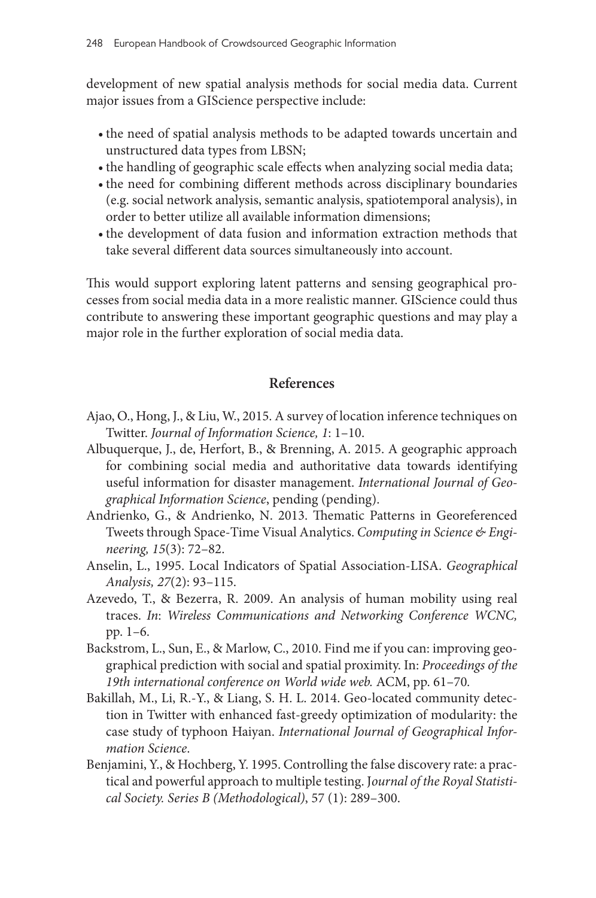development of new spatial analysis methods for social media data. Current major issues from a GIScience perspective include:

- the need of spatial analysis methods to be adapted towards uncertain and unstructured data types from LBSN;
- the handling of geographic scale effects when analyzing social media data;
- the need for combining different methods across disciplinary boundaries (e.g. social network analysis, semantic analysis, spatiotemporal analysis), in order to better utilize all available information dimensions;
- the development of data fusion and information extraction methods that take several different data sources simultaneously into account.

This would support exploring latent patterns and sensing geographical processes from social media data in a more realistic manner. GIScience could thus contribute to answering these important geographic questions and may play a major role in the further exploration of social media data.

## References

Ajao, O., Hong, J., & Liu, W., 2015. A survey of location inference techniques on Twitter. *Journal of Information Science, 1*: 1–10.

Albuquerque, J., de, Herfort, B., & Brenning, A. 2015. A geographic approach for combining social media and authoritative data towards identifying useful information for disaster management. *International Journal of Geographical Information Science*, pending (pending).

Andrienko, G., & Andrienko, N. 2013. Thematic Patterns in Georeferenced Tweets through Space-Time Visual Analytics. *Computing in Science & Engineering, 15*(3): 72–82.

Anselin, L., 1995. Local Indicators of Spatial Association-LISA. *Geographical Analysis, 27*(2): 93–115.

Azevedo, T., & Bezerra, R. 2009. An analysis of human mobility using real traces. *In*: *Wireless Communications and Networking Conference WCNC,* pp. 1–6.

Backstrom, L., Sun, E., & Marlow, C., 2010. Find me if you can: improving geographical prediction with social and spatial proximity. In: *Proceedings of the 19th international conference on World wide web.* ACM, pp. 61–70.

Bakillah, M., Li, R.-Y., & Liang, S. H. L. 2014. Geo-located community detection in Twitter with enhanced fast-greedy optimization of modularity: the case study of typhoon Haiyan. *International Journal of Geographical Information Science*.

Benjamini, Y., & Hochberg, Y. 1995. Controlling the false discovery rate: a practical and powerful approach to multiple testing. J*ournal of the Royal Statistical Society. Series B (Methodological)*, 57 (1): 289–300.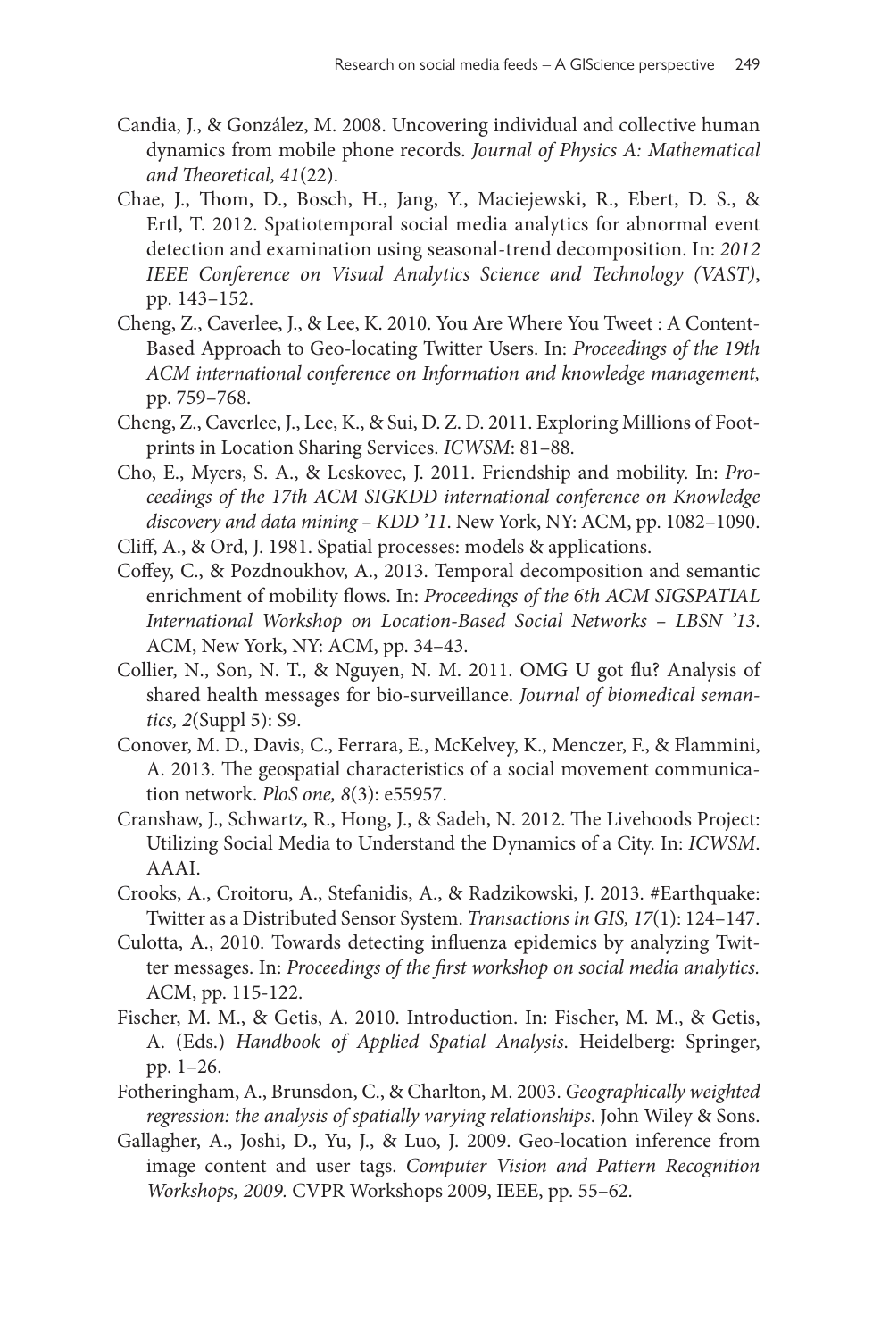Candia, J., & González, M. 2008. Uncovering individual and collective human dynamics from mobile phone records. *Journal of Physics A: Mathematical and Theoretical, 41*(22).

Chae, J., Thom, D., Bosch, H., Jang, Y., Maciejewski, R., Ebert, D. S., & Ertl, T. 2012. Spatiotemporal social media analytics for abnormal event detection and examination using seasonal-trend decomposition. In: *2012 IEEE Conference on Visual Analytics Science and Technology (VAST)*, pp. 143–152.

Cheng, Z., Caverlee, J., & Lee, K. 2010. You Are Where You Tweet : A Content-Based Approach to Geo-locating Twitter Users. In: *Proceedings of the 19th ACM international conference on Information and knowledge management,* pp. 759–768.

Cheng, Z., Caverlee, J., Lee, K., & Sui, D. Z. D. 2011. Exploring Millions of Footprints in Location Sharing Services. *ICWSM*: 81–88.

Cho, E., Myers, S. A., & Leskovec, J. 2011. Friendship and mobility. In: *Proceedings of the 17th ACM SIGKDD international conference on Knowledge discovery and data mining – KDD '11*. New York, NY: ACM, pp. 1082–1090.

Cliff, A., & Ord, J. 1981. Spatial processes: models & applications.

Coffey, C., & Pozdnoukhov, A., 2013. Temporal decomposition and semantic enrichment of mobility flows. In: *Proceedings of the 6th ACM SIGSPATIAL International Workshop on Location-Based Social Networks – LBSN '13*. ACM, New York, NY: ACM, pp. 34–43.

Collier, N., Son, N. T., & Nguyen, N. M. 2011. OMG U got flu? Analysis of shared health messages for bio-surveillance. *Journal of biomedical semantics, 2*(Suppl 5): S9.

Conover, M. D., Davis, C., Ferrara, E., McKelvey, K., Menczer, F., & Flammini, A. 2013. The geospatial characteristics of a social movement communication network. *PloS one, 8*(3): e55957.

Cranshaw, J., Schwartz, R., Hong, J., & Sadeh, N. 2012. The Livehoods Project: Utilizing Social Media to Understand the Dynamics of a City. In: *ICWSM*. AAAI.

Crooks, A., Croitoru, A., Stefanidis, A., & Radzikowski, J. 2013. #Earthquake: Twitter as a Distributed Sensor System. *Transactions in GIS, 17*(1): 124–147.

Culotta, A., 2010. Towards detecting influenza epidemics by analyzing Twitter messages. In: *Proceedings of the first workshop on social media analytics.* ACM, pp. 115-122.

Fischer, M. M., & Getis, A. 2010. Introduction. In: Fischer, M. M., & Getis, A. (Eds.) *Handbook of Applied Spatial Analysis*. Heidelberg: Springer, pp. 1–26.

Fotheringham, A., Brunsdon, C., & Charlton, M. 2003. *Geographically weighted regression: the analysis of spatially varying relationships*. John Wiley & Sons.

Gallagher, A., Joshi, D., Yu, J., & Luo, J. 2009. Geo-location inference from image content and user tags. *Computer Vision and Pattern Recognition Workshops, 2009.* CVPR Workshops 2009, IEEE, pp. 55–62.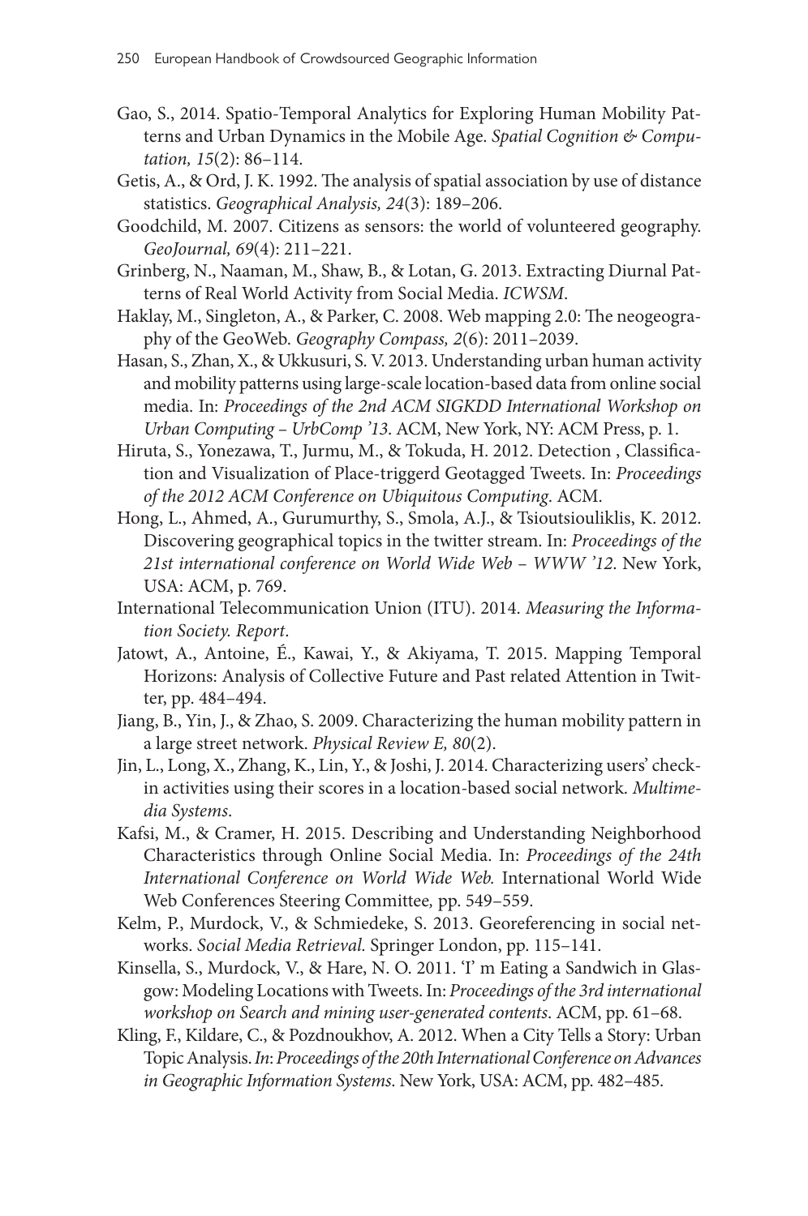Gao, S., 2014. Spatio-Temporal Analytics for Exploring Human Mobility Patterns and Urban Dynamics in the Mobile Age. *Spatial Cognition & Computation, 15*(2): 86–114.

Getis, A., & Ord, J. K. 1992. The analysis of spatial association by use of distance statistics. *Geographical Analysis, 24*(3): 189–206.

Goodchild, M. 2007. Citizens as sensors: the world of volunteered geography. *GeoJournal, 69*(4): 211–221.

Grinberg, N., Naaman, M., Shaw, B., & Lotan, G. 2013. Extracting Diurnal Patterns of Real World Activity from Social Media. *ICWSM*.

Haklay, M., Singleton, A., & Parker, C. 2008. Web mapping 2.0: The neogeography of the GeoWeb. *Geography Compass, 2*(6): 2011–2039.

Hasan, S., Zhan, X., & Ukkusuri, S. V. 2013. Understanding urban human activity and mobility patterns using large-scale location-based data from online social media. In: *Proceedings of the 2nd ACM SIGKDD International Workshop on Urban Computing – UrbComp '13*. ACM, New York, NY: ACM Press, p. 1.

Hiruta, S., Yonezawa, T., Jurmu, M., & Tokuda, H. 2012. Detection , Classification and Visualization of Place-triggerd Geotagged Tweets. In: *Proceedings of the 2012 ACM Conference on Ubiquitous Computing*. ACM.

Hong, L., Ahmed, A., Gurumurthy, S., Smola, A.J., & Tsioutsiouliklis, K. 2012. Discovering geographical topics in the twitter stream. In: *Proceedings of the 21st international conference on World Wide Web – WWW '12*. New York, USA: ACM, p. 769.

International Telecommunication Union (ITU). 2014. *Measuring the Information Society. Report*.

Jatowt, A., Antoine, É., Kawai, Y., & Akiyama, T. 2015. Mapping Temporal Horizons: Analysis of Collective Future and Past related Attention in Twitter, pp. 484–494.

Jiang, B., Yin, J., & Zhao, S. 2009. Characterizing the human mobility pattern in a large street network. *Physical Review E, 80*(2).

Jin, L., Long, X., Zhang, K., Lin, Y., & Joshi, J. 2014. Characterizing users' check-in activities using their scores in a location-based social network. *Multimedia Systems*.

Kafsi, M., & Cramer, H. 2015. Describing and Understanding Neighborhood Characteristics through Online Social Media. In: *Proceedings of the 24th International Conference on World Wide Web.* International World Wide Web Conferences Steering Committee*,* pp. 549–559.

Kelm, P., Murdock, V., & Schmiedeke, S. 2013. Georeferencing in social networks. *Social Media Retrieval*. Springer London, pp. 115–141.

Kinsella, S., Murdock, V., & Hare, N. O. 2011. 'I' m Eating a Sandwich in Glasgow: Modeling Locations with Tweets. In: *Proceedings of the 3rd international workshop on Search and mining user-generated contents*. ACM, pp. 61–68.

Kling, F., Kildare, C., & Pozdnoukhov, A. 2012. When a City Tells a Story: Urban Topic Analysis. *In*: *Proceedings of the 20th International Conference on Advances in Geographic Information Systems*. New York, USA: ACM, pp. 482–485.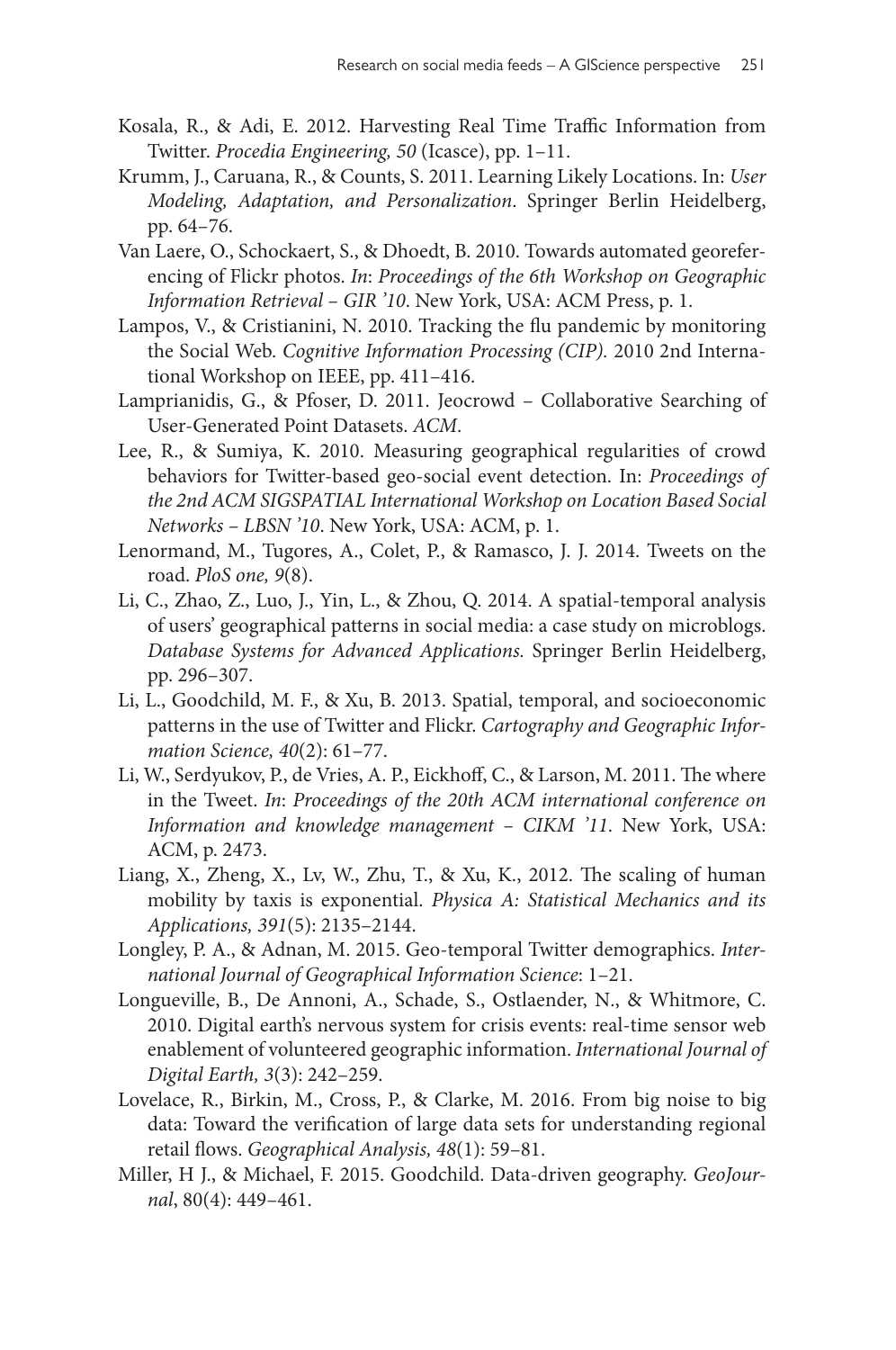Kosala, R., & Adi, E. 2012. Harvesting Real Time Traffic Information from Twitter. *Procedia Engineering, 50* (Icasce), pp. 1–11.

Krumm, J., Caruana, R., & Counts, S. 2011. Learning Likely Locations. In: *User Modeling, Adaptation, and Personalization*. Springer Berlin Heidelberg, pp. 64–76.

Van Laere, O., Schockaert, S., & Dhoedt, B. 2010. Towards automated georeferencing of Flickr photos. *In*: *Proceedings of the 6th Workshop on Geographic Information Retrieval – GIR '10*. New York, USA: ACM Press, p. 1.

Lampos, V., & Cristianini, N. 2010. Tracking the flu pandemic by monitoring the Social Web. *Cognitive Information Processing (CIP).* 2010 2nd International Workshop on IEEE, pp. 411–416.

Lamprianidis, G., & Pfoser, D. 2011. Jeocrowd – Collaborative Searching of User-Generated Point Datasets. *ACM*.

Lee, R., & Sumiya, K. 2010. Measuring geographical regularities of crowd behaviors for Twitter-based geo-social event detection. In: *Proceedings of the 2nd ACM SIGSPATIAL International Workshop on Location Based Social Networks – LBSN '10*. New York, USA: ACM, p. 1.

Lenormand, M., Tugores, A., Colet, P., & Ramasco, J. J. 2014. Tweets on the road. *PloS one, 9*(8).

Li, C., Zhao, Z., Luo, J., Yin, L., & Zhou, Q. 2014. A spatial-temporal analysis of users' geographical patterns in social media: a case study on microblogs. *Database Systems for Advanced Applications.* Springer Berlin Heidelberg, pp. 296–307.

Li, L., Goodchild, M. F., & Xu, B. 2013. Spatial, temporal, and socioeconomic patterns in the use of Twitter and Flickr. *Cartography and Geographic Information Science, 40*(2): 61–77.

Li, W., Serdyukov, P., de Vries, A. P., Eickhoff, C., & Larson, M. 2011. The where in the Tweet. *In*: *Proceedings of the 20th ACM international conference on Information and knowledge management – CIKM '11*. New York, USA: ACM, p. 2473.

Liang, X., Zheng, X., Lv, W., Zhu, T., & Xu, K., 2012. The scaling of human mobility by taxis is exponential. *Physica A: Statistical Mechanics and its Applications, 391*(5): 2135–2144.

Longley, P. A., & Adnan, M. 2015. Geo-temporal Twitter demographics. *International Journal of Geographical Information Science*: 1–21.

Longueville, B., De Annoni, A., Schade, S., Ostlaender, N., & Whitmore, C. 2010. Digital earth's nervous system for crisis events: real-time sensor web enablement of volunteered geographic information. *International Journal of Digital Earth, 3*(3): 242–259.

Lovelace, R., Birkin, M., Cross, P., & Clarke, M. 2016. From big noise to big data: Toward the verification of large data sets for understanding regional retail flows. *Geographical Analysis, 48*(1): 59–81.

Miller, H J., & Michael, F. 2015. Goodchild. Data-driven geography. *GeoJournal*, 80(4): 449–461.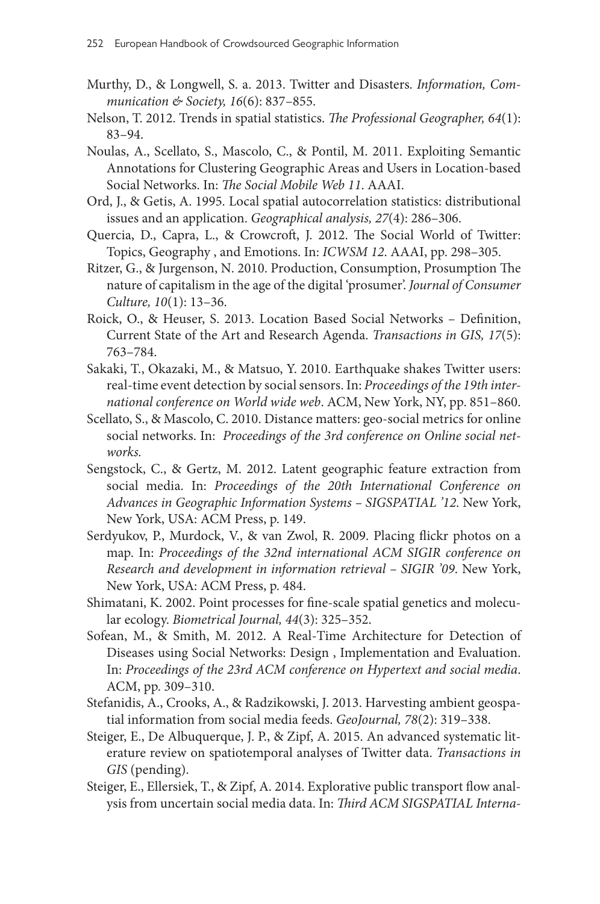Murthy, D., & Longwell, S. a. 2013. Twitter and Disasters. *Information, Communication & Society, 16*(6): 837–855.

Nelson, T. 2012. Trends in spatial statistics. *The Professional Geographer, 64*(1): 83–94.

Noulas, A., Scellato, S., Mascolo, C., & Pontil, M. 2011. Exploiting Semantic Annotations for Clustering Geographic Areas and Users in Location-based Social Networks. In: *The Social Mobile Web 11*. AAAI.

Ord, J., & Getis, A. 1995. Local spatial autocorrelation statistics: distributional issues and an application. *Geographical analysis, 27*(4): 286–306.

Quercia, D., Capra, L., & Crowcroft, J. 2012. The Social World of Twitter: Topics, Geography , and Emotions. In: *ICWSM 12*. AAAI, pp. 298–305.

Ritzer, G., & Jurgenson, N. 2010. Production, Consumption, Prosumption The nature of capitalism in the age of the digital 'prosumer'. *Journal of Consumer Culture, 10*(1): 13–36.

Roick, O., & Heuser, S. 2013. Location Based Social Networks – Definition, Current State of the Art and Research Agenda. *Transactions in GIS, 17*(5): 763–784.

Sakaki, T., Okazaki, M., & Matsuo, Y. 2010. Earthquake shakes Twitter users: real-time event detection by social sensors. In: *Proceedings of the 19th international conference on World wide web*. ACM, New York, NY, pp. 851–860.

Scellato, S., & Mascolo, C. 2010. Distance matters: geo-social metrics for online social networks. In: *Proceedings of the 3rd conference on Online social networks.*

Sengstock, C., & Gertz, M. 2012. Latent geographic feature extraction from social media. In: *Proceedings of the 20th International Conference on Advances in Geographic Information Systems – SIGSPATIAL '12*. New York, New York, USA: ACM Press, p. 149.

Serdyukov, P., Murdock, V., & van Zwol, R. 2009. Placing flickr photos on a map. In: *Proceedings of the 32nd international ACM SIGIR conference on Research and development in information retrieval – SIGIR '09*. New York, New York, USA: ACM Press, p. 484.

Shimatani, K. 2002. Point processes for fine-scale spatial genetics and molecular ecology. *Biometrical Journal, 44*(3): 325–352.

Sofean, M., & Smith, M. 2012. A Real-Time Architecture for Detection of Diseases using Social Networks: Design , Implementation and Evaluation. In: *Proceedings of the 23rd ACM conference on Hypertext and social media*. ACM, pp. 309–310.

Stefanidis, A., Crooks, A., & Radzikowski, J. 2013. Harvesting ambient geospatial information from social media feeds. *GeoJournal, 78*(2): 319–338.

Steiger, E., De Albuquerque, J. P., & Zipf, A. 2015. An advanced systematic literature review on spatiotemporal analyses of Twitter data. *Transactions in GIS* (pending).

Steiger, E., Ellersiek, T., & Zipf, A. 2014. Explorative public transport flow analysis from uncertain social media data. In: *Third ACM SIGSPATIAL Interna-*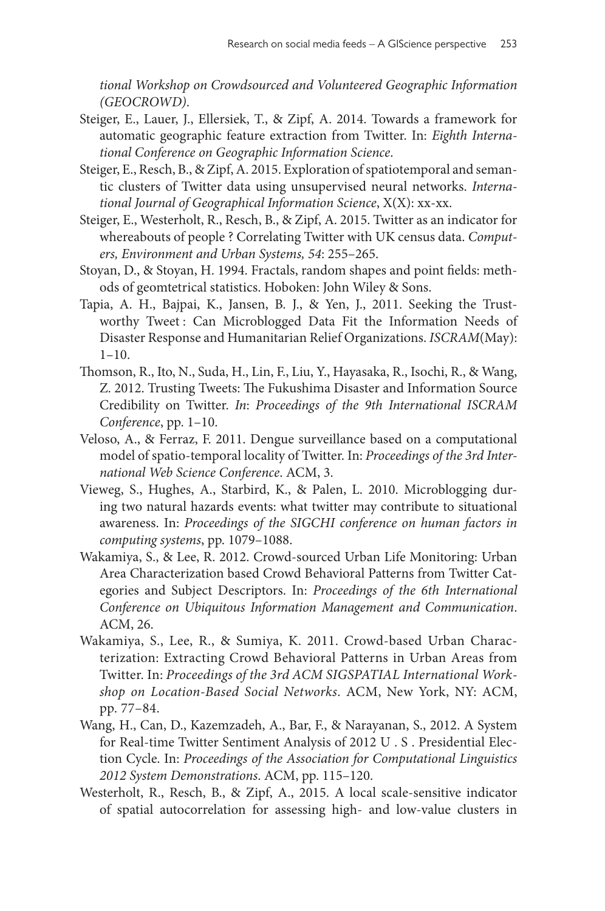*tional Workshop on Crowdsourced and Volunteered Geographic Information (GEOCROWD).*

Steiger, E., Lauer, J., Ellersiek, T., & Zipf, A. 2014. Towards a framework for automatic geographic feature extraction from Twitter. In: *Eighth International Conference on Geographic Information Science*.

Steiger, E., Resch, B., & Zipf, A. 2015. Exploration of spatiotemporal and semantic clusters of Twitter data using unsupervised neural networks. *International Journal of Geographical Information Science*, X(X): xx-xx.

Steiger, E., Westerholt, R., Resch, B., & Zipf, A. 2015. Twitter as an indicator for whereabouts of people ? Correlating Twitter with UK census data. *Computers, Environment and Urban Systems, 54*: 255–265.

Stoyan, D., & Stoyan, H. 1994. Fractals, random shapes and point fields: methods of geomtetrical statistics. Hoboken: John Wiley & Sons.

Tapia, A. H., Bajpai, K., Jansen, B. J., & Yen, J., 2011. Seeking the Trustworthy Tweet : Can Microblogged Data Fit the Information Needs of Disaster Response and Humanitarian Relief Organizations. *ISCRAM*(May): 1–10.

Thomson, R., Ito, N., Suda, H., Lin, F., Liu, Y., Hayasaka, R., Isochi, R., & Wang, Z. 2012. Trusting Tweets: The Fukushima Disaster and Information Source Credibility on Twitter. *In*: *Proceedings of the 9th International ISCRAM Conference*, pp. 1–10.

Veloso, A., & Ferraz, F. 2011. Dengue surveillance based on a computational model of spatio-temporal locality of Twitter. In: *Proceedings of the 3rd International Web Science Conference*. ACM, 3.

Vieweg, S., Hughes, A., Starbird, K., & Palen, L. 2010. Microblogging during two natural hazards events: what twitter may contribute to situational awareness. In: *Proceedings of the SIGCHI conference on human factors in computing systems*, pp. 1079–1088.

Wakamiya, S., & Lee, R. 2012. Crowd-sourced Urban Life Monitoring: Urban Area Characterization based Crowd Behavioral Patterns from Twitter Categories and Subject Descriptors. In: *Proceedings of the 6th International Conference on Ubiquitous Information Management and Communication*. ACM, 26.

Wakamiya, S., Lee, R., & Sumiya, K. 2011. Crowd-based Urban Characterization: Extracting Crowd Behavioral Patterns in Urban Areas from Twitter. In: *Proceedings of the 3rd ACM SIGSPATIAL International Workshop on Location-Based Social Networks*. ACM, New York, NY: ACM, pp. 77–84.

Wang, H., Can, D., Kazemzadeh, A., Bar, F., & Narayanan, S., 2012. A System for Real-time Twitter Sentiment Analysis of 2012 U . S . Presidential Election Cycle. In: *Proceedings of the Association for Computational Linguistics 2012 System Demonstrations*. ACM, pp. 115–120.

Westerholt, R., Resch, B., & Zipf, A., 2015. A local scale-sensitive indicator of spatial autocorrelation for assessing high- and low-value clusters in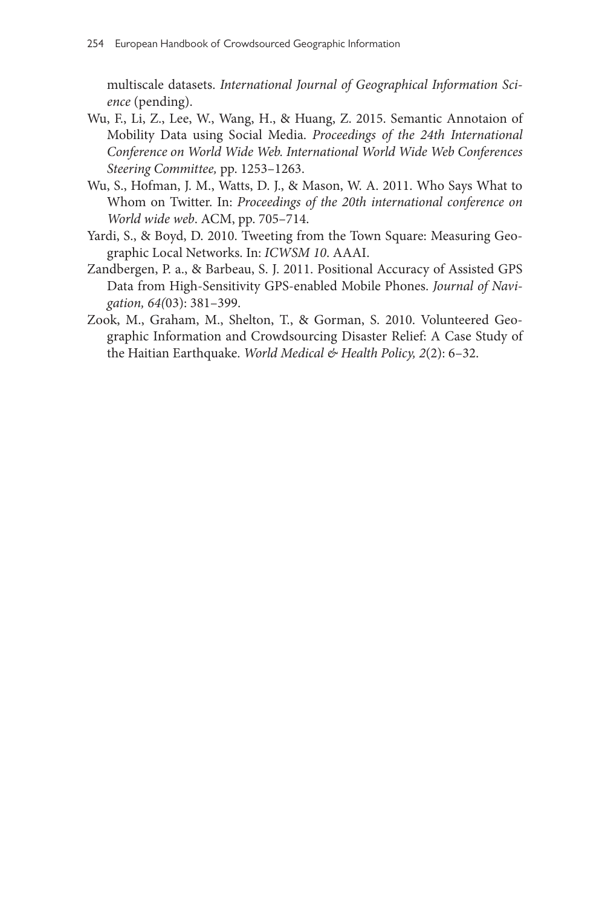multiscale datasets. *International Journal of Geographical Information Science* (pending).

Wu, F., Li, Z., Lee, W., Wang, H., & Huang, Z. 2015. Semantic Annotaion of Mobility Data using Social Media. *Proceedings of the 24th International Conference on World Wide Web. International World Wide Web Conferences Steering Committee,* pp. 1253–1263.

Wu, S., Hofman, J. M., Watts, D. J., & Mason, W. A. 2011. Who Says What to Whom on Twitter. In: *Proceedings of the 20th international conference on World wide web*. ACM, pp. 705–714.

Yardi, S., & Boyd, D. 2010. Tweeting from the Town Square: Measuring Geographic Local Networks. In: *ICWSM 10*. AAAI.

Zandbergen, P. a., & Barbeau, S. J. 2011. Positional Accuracy of Assisted GPS Data from High-Sensitivity GPS-enabled Mobile Phones. *Journal of Navigation, 64(*03): 381–399.

Zook, M., Graham, M., Shelton, T., & Gorman, S. 2010. Volunteered Geographic Information and Crowdsourcing Disaster Relief: A Case Study of the Haitian Earthquake. *World Medical & Health Policy, 2*(2): 6–32.